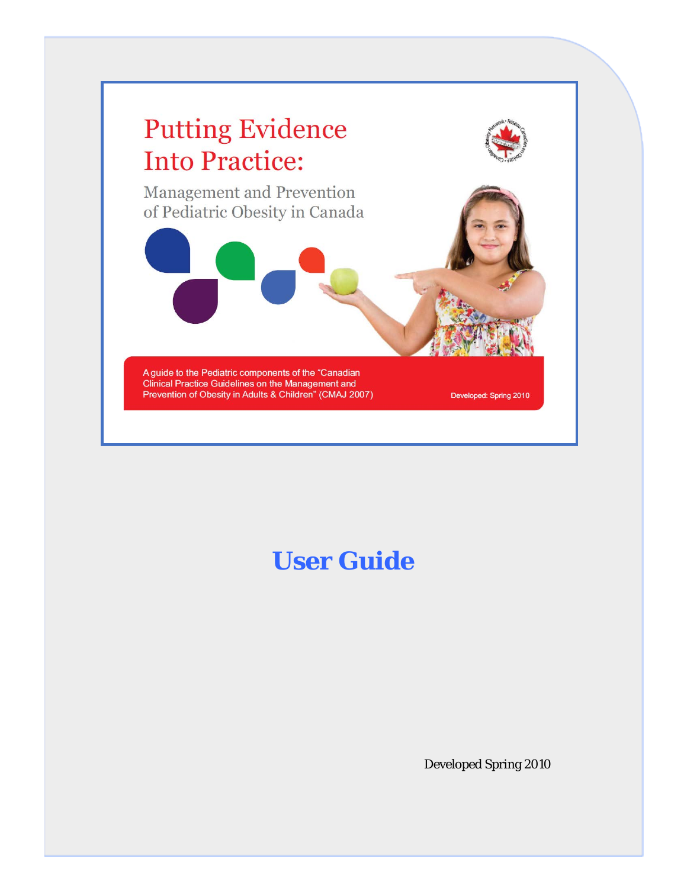# Putting Evidence Into Practice:

## Management and Prevention of Pediatric Obesity in Canada

A guide to the Pediatric components of the "Canadian Clinical Practice Guidelines on the Management and Prevention of Obesity in Adults & Children" (CMAJ 2007)

Developed: Spring 2010

# User Guide

Developed Spring 2010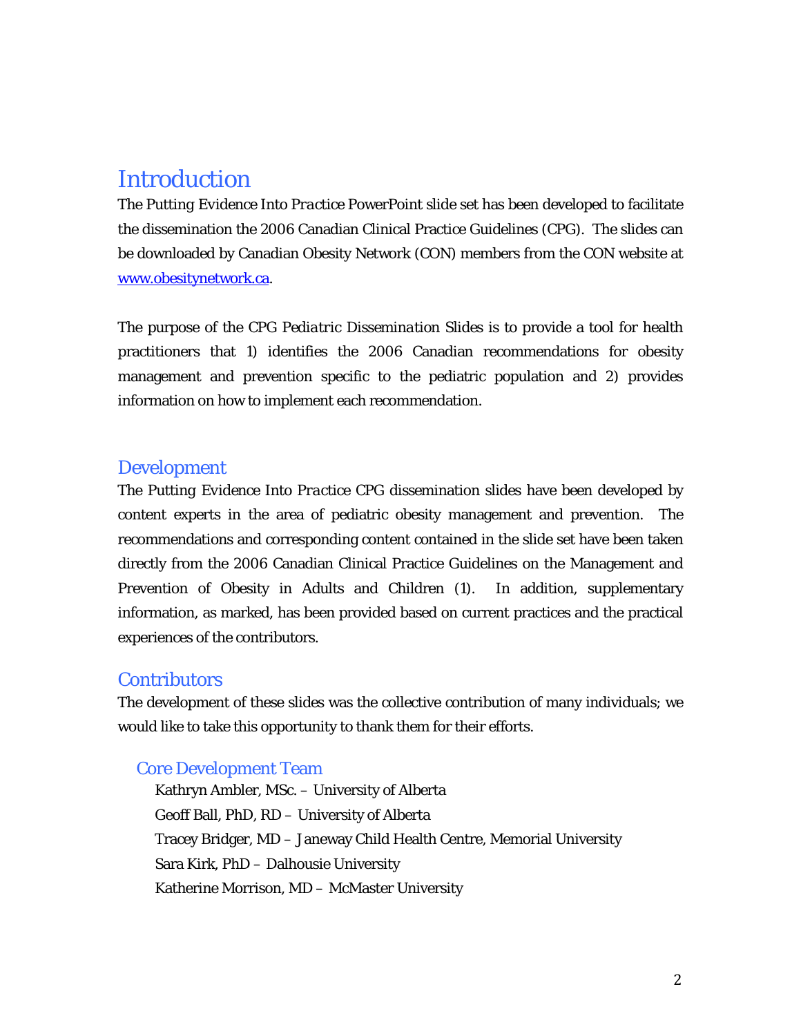# Introduction

The *Putting Evidence Into Practice* PowerPoint slide set has been developed to facilitate the dissemination the 2006 Canadian Clinical Practice Guidelines (CPG). The slides can be downloaded by Canadian Obesity Network (CON) members from the CON website at www.obesitynetwork.ca.

The purpose of the *CPG Pediatric Dissemination Slides* is to provide a tool for health practitioners that 1) identifies the 2006 Canadian recommendations for obesity management and prevention specific to the pediatric population and 2) provides information on how to implement each recommendation.

## Development

The *Putting Evidence Into Practice* CPG dissemination slides have been developed by content experts in the area of pediatric obesity management and prevention. The recommendations and corresponding content contained in the slide set have been taken directly from the 2006 Canadian Clinical Practice Guidelines on the Management and Prevention of Obesity in Adults and Children (1). In addition, supplementary information, as marked, has been provided based on current practices and the practical experiences of the contributors.

## Contributors

The development of these slides was the collective contribution of many individuals; we would like to take this opportunity to thank them for their efforts.

### Core Development Team

Kathryn Ambler, MSc. – University of Alberta
Geoff Ball, PhD, RD – University of Alberta
Tracey Bridger, MD – Janeway Child Health Centre, Memorial University
Sara Kirk, PhD – Dalhousie University
Katherine Morrison, MD – McMaster University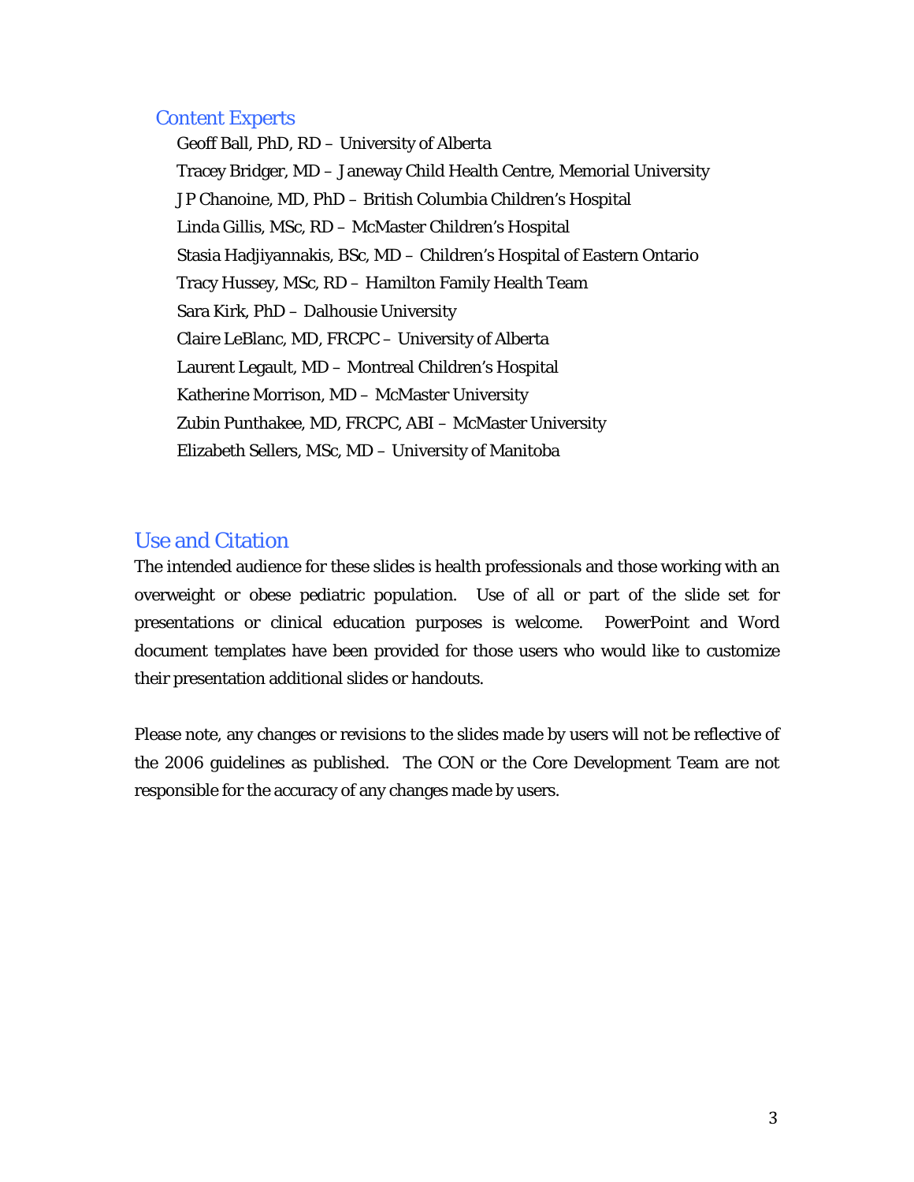## Content Experts

Geoff Ball, PhD, RD – University of Alberta
Tracey Bridger, MD – Janeway Child Health Centre, Memorial University
J P Chanoine, MD, PhD – British Columbia Children's Hospital
Linda Gillis, MSc, RD – McMaster Children's Hospital
Stasia Hadjiyannakis, BSc, MD – Children's Hospital of Eastern Ontario
Tracy Hussey, MSc, RD – Hamilton Family Health Team
Sara Kirk, PhD – Dalhousie University
Claire LeBlanc, MD, FRCPC – University of Alberta
Laurent Legault, MD – Montreal Children's Hospital
Katherine Morrison, MD – McMaster University
Zubin Punthakee, MD, FRCPC, ABI – McMaster University
Elizabeth Sellers, MSc, MD – University of Manitoba

## Use and Citation

The intended audience for these slides is health professionals and those working with an overweight or obese pediatric population. Use of all or part of the slide set for presentations or clinical education purposes is welcome. PowerPoint and Word document templates have been provided for those users who would like to customize their presentation additional slides or handouts.

Please note, any changes or revisions to the slides made by users will not be reflective of the 2006 guidelines as published. The CON or the Core Development Team are not responsible for the accuracy of any changes made by users.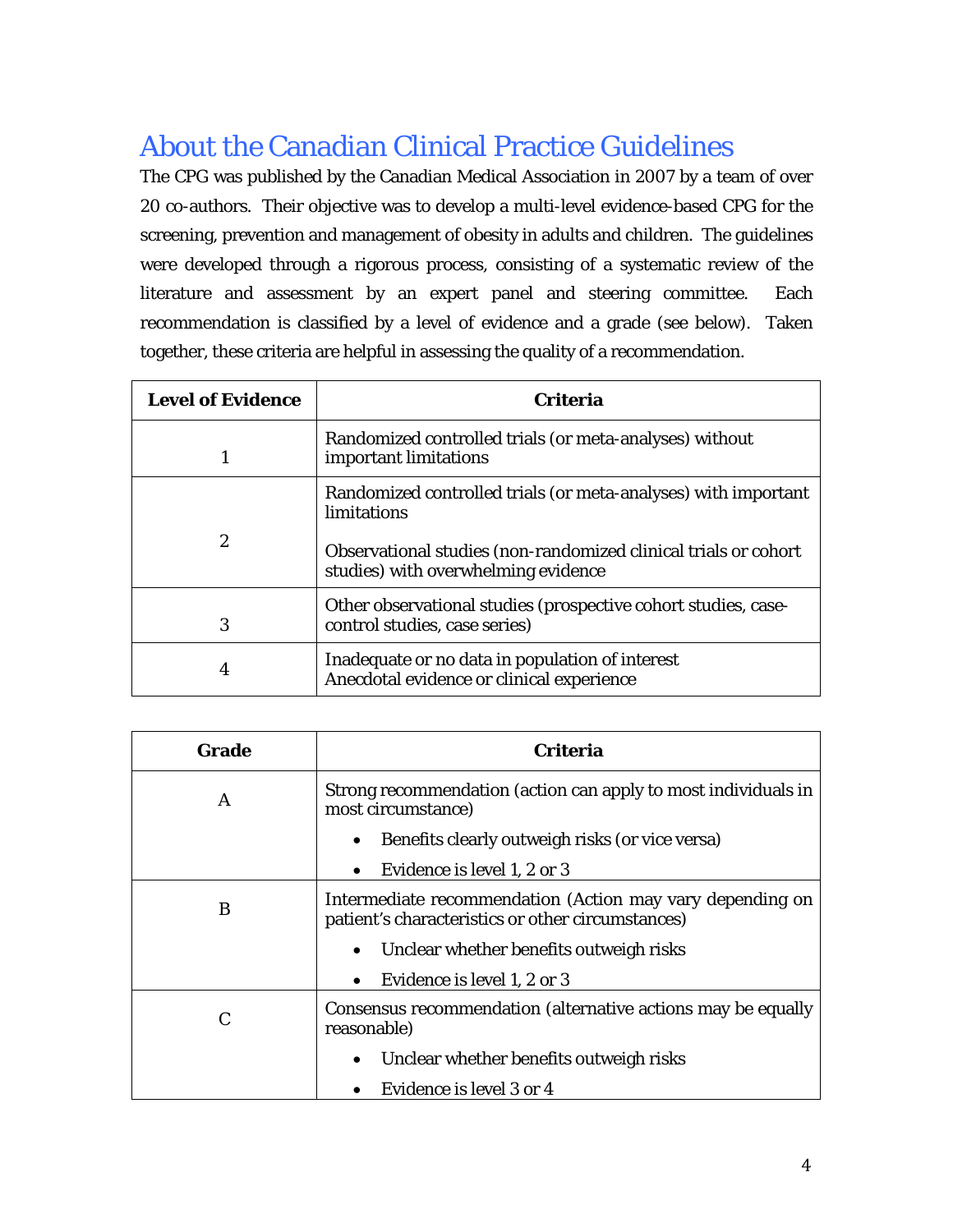# About the Canadian Clinical Practice Guidelines

The CPG was published by the Canadian Medical Association in 2007 by a team of over 20 co-authors. Their objective was to develop a multi-level evidence-based CPG for the screening, prevention and management of obesity in adults and children. The guidelines were developed through a rigorous process, consisting of a systematic review of the literature and assessment by an expert panel and steering committee. Each recommendation is classified by a level of evidence and a grade (see below). Taken together, these criteria are helpful in assessing the quality of a recommendation.

| Level of Evidence | Criteria |
|---|---|
| 1 | Randomized controlled trials (or meta-analyses) without important limitations |
| 2 | Randomized controlled trials (or meta-analyses) with important limitations<br><br>Observational studies (non-randomized clinical trials or cohort studies) with overwhelming evidence |
| 3 | Other observational studies (prospective cohort studies, case-control studies, case series) |
| 4 | Inadequate or no data in population of interest<br>Anecdotal evidence or clinical experience |

| Grade | Criteria |
|---|---|
| A | Strong recommendation (action can apply to most individuals in most circumstance)<br>• Benefits clearly outweigh risks (or vice versa)<br>• Evidence is level 1, 2 or 3 |
| B | Intermediate recommendation (Action may vary depending on patient's characteristics or other circumstances)<br>• Unclear whether benefits outweigh risks<br>• Evidence is level 1, 2 or 3 |
| C | Consensus recommendation (alternative actions may be equally reasonable)<br>• Unclear whether benefits outweigh risks<br>• Evidence is level 3 or 4 |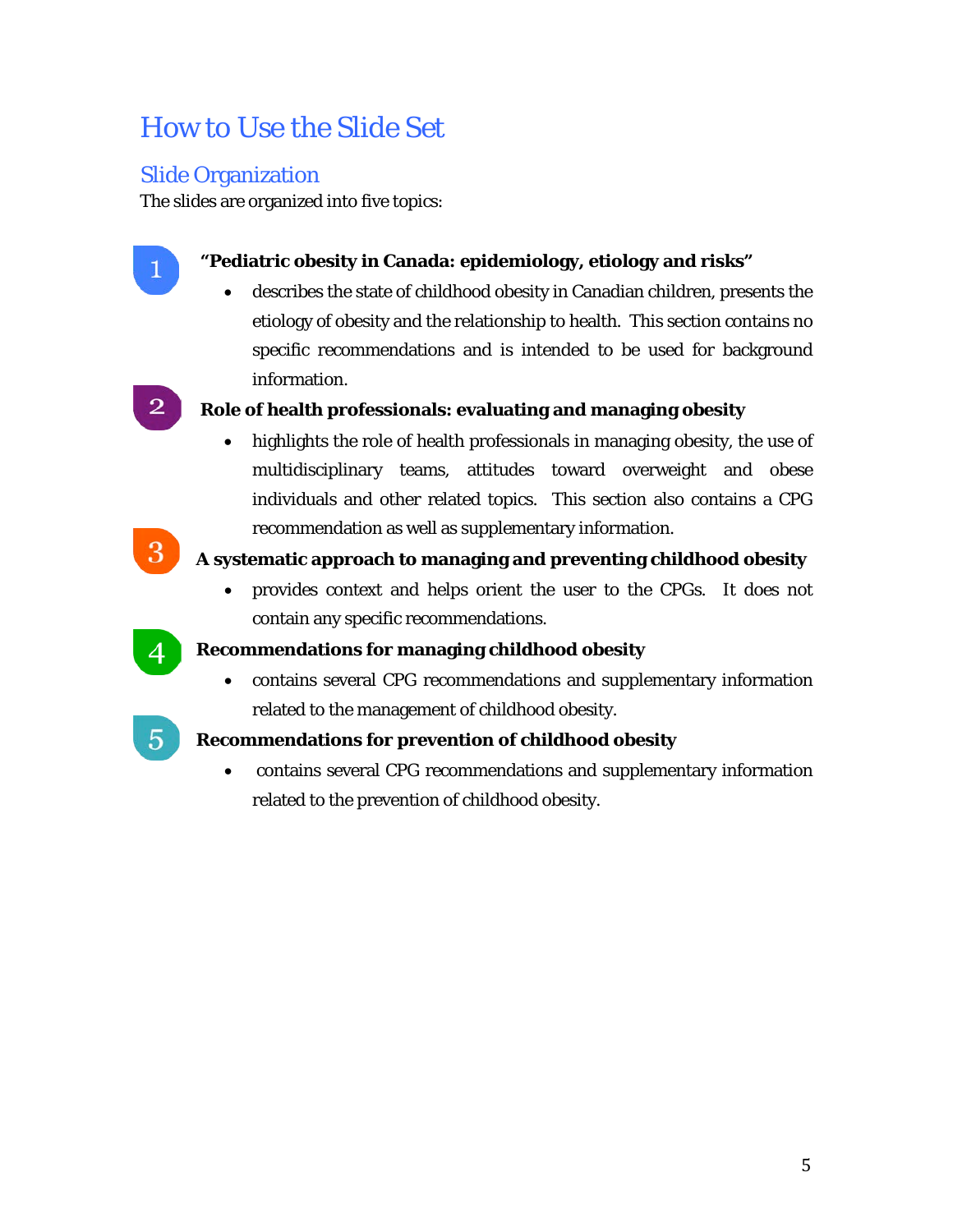# How to Use the Slide Set

## Slide Organization

The slides are organized into five topics:

1. **"Pediatric obesity in Canada: epidemiology, etiology and risks"**
   - describes the state of childhood obesity in Canadian children, presents the etiology of obesity and the relationship to health. This section contains no specific recommendations and is intended to be used for background information.

2. **Role of health professionals: evaluating and managing obesity**
   - highlights the role of health professionals in managing obesity, the use of multidisciplinary teams, attitudes toward overweight and obese individuals and other related topics. This section also contains a CPG recommendation as well as supplementary information.

3. **A systematic approach to managing and preventing childhood obesity**
   - provides context and helps orient the user to the CPGs. It does not contain any specific recommendations.

4. **Recommendations for managing childhood obesity**
   - contains several CPG recommendations and supplementary information related to the management of childhood obesity.

5. **Recommendations for prevention of childhood obesity**
   - contains several CPG recommendations and supplementary information related to the prevention of childhood obesity.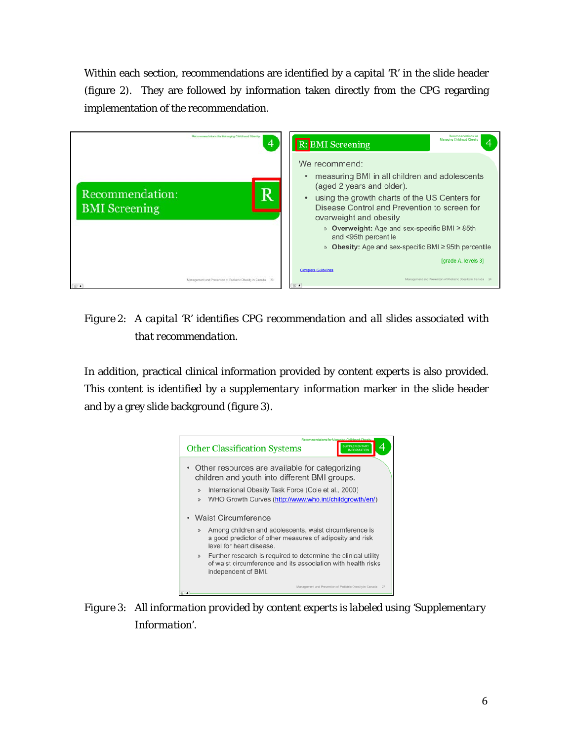Within each section, recommendations are identified by a capital 'R' in the slide header (figure 2). They are followed by information taken directly from the CPG regarding implementation of the recommendation.

Recommendation: BMI Screening — R

R: BMI Screening

We recommend:

- measuring BMI in all children and adolescents (aged 2 years and older).
- using the growth charts of the US Centers for Disease Control and Prevention to screen for overweight and obesity
  - » **Overweight:** Age and sex-specific BMI ≥ 85th and <95th percentile
  - » **Obesity:** Age and sex-specific BMI ≥ 95th percentile

[grade A, levels 3]

Complete Guidelines

Figure 2: A capital 'R' identifies CPG recommendation and all slides associated with that recommendation.

In addition, practical clinical information provided by content experts is also provided. This content is identified by a supplementary information marker in the slide header and by a grey slide background (figure 3).

Other Classification Systems — SUPPLEMENTARY INFORMATION

- Other resources are available for categorizing children and youth into different BMI groups.
  - » International Obesity Task Force (Cole et al., 2000)
  - » WHO Growth Curves (http://www.who.int/childgrowth/en/)
- Waist Circumference
  - » Among children and adolescents, waist circumference is a good predictor of other measures of adiposity and risk level for heart disease.
  - » Further research is required to determine the clinical utility of waist circumference and its association with health risks independent of BMI.

Figure 3: All information provided by content experts is labeled using 'Supplementary Information'.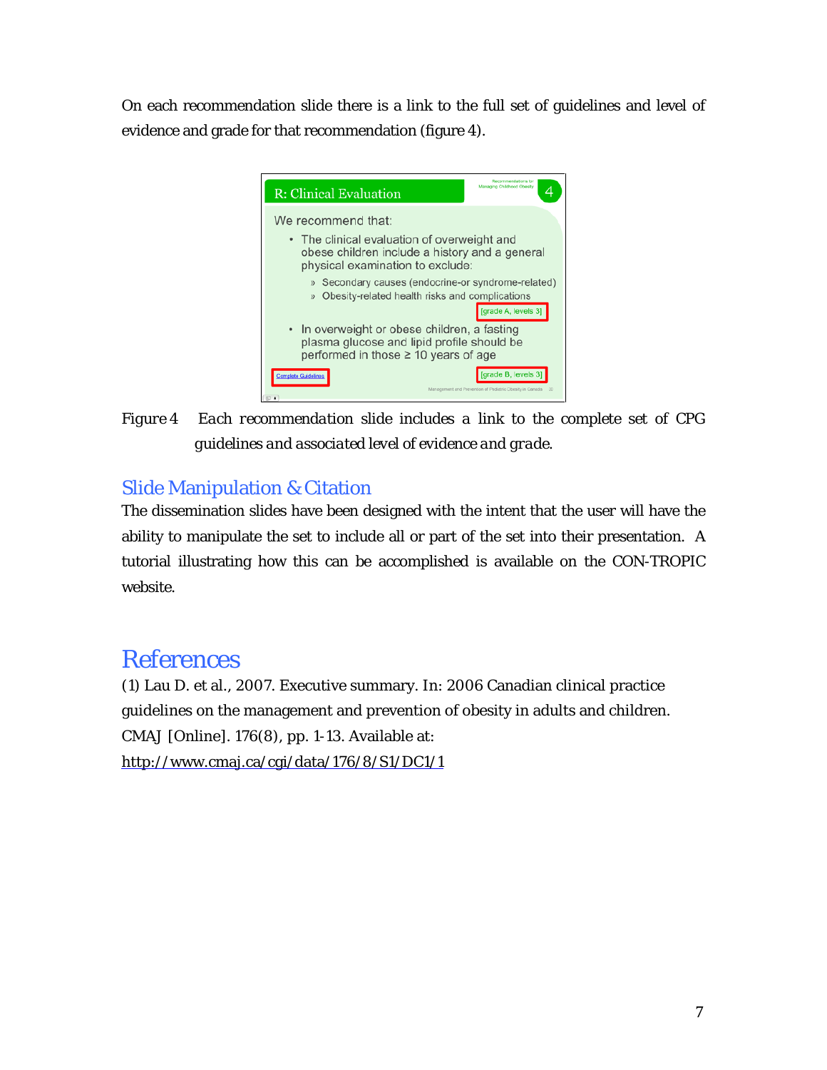On each recommendation slide there is a link to the full set of guidelines and level of evidence and grade for that recommendation (figure 4).

Figure 4 *Each recommendation slide includes a link to the complete set of CPG guidelines and associated level of evidence and grade.*

## Slide Manipulation & Citation

The dissemination slides have been designed with the intent that the user will have the ability to manipulate the set to include all or part of the set into their presentation. A tutorial illustrating how this can be accomplished is available on the CON-TROPIC website.

# References

(1) Lau D. et al., 2007. Executive summary. In: 2006 Canadian clinical practice guidelines on the management and prevention of obesity in adults and children. CMAJ [Online]. 176(8), pp. 1-13. Available at: http://www.cmaj.ca/cgi/data/176/8/S1/DC1/1